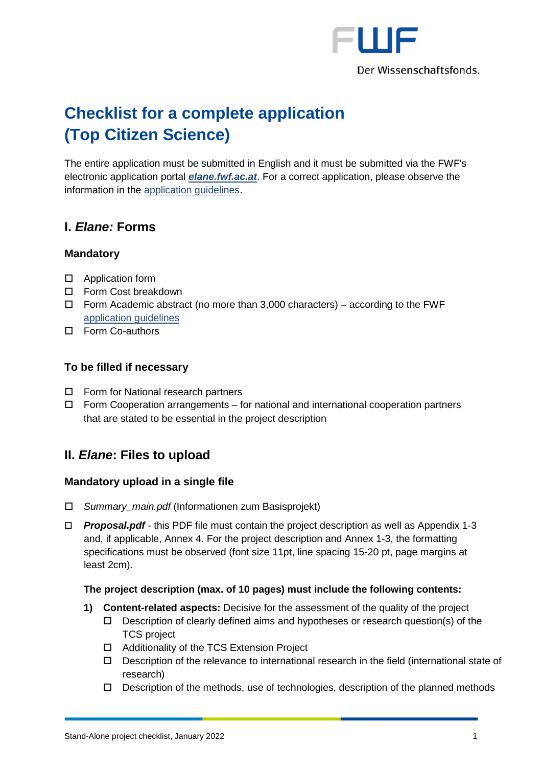# Checklist for a complete application (Top Citizen Science)

The entire application must be submitted in English and it must be submitted via the FWF's electronic application portal ***elane.fwf.ac.at***. For a correct application, please observe the information in the application guidelines.

## I. *Elane:* Forms

### Mandatory

- ☐ Application form
- ☐ Form Cost breakdown
- ☐ Form Academic abstract (no more than 3,000 characters) – according to the FWF application guidelines
- ☐ Form Co-authors

### To be filled if necessary

- ☐ Form for National research partners
- ☐ Form Cooperation arrangements – for national and international cooperation partners that are stated to be essential in the project description

## II. *Elane*: Files to upload

### Mandatory upload in a single file

- ☐ *Summary_main.pdf* (Informationen zum Basisprojekt)
- ☐ ***Proposal.pdf*** - this PDF file must contain the project description as well as Appendix 1-3 and, if applicable, Annex 4. For the project description and Annex 1-3, the formatting specifications must be observed (font size 11pt, line spacing 15-20 pt, page margins at least 2cm).

  **The project description (max. of 10 pages) must include the following contents:**

  1. **Content-related aspects:** Decisive for the assessment of the quality of the project
     - ☐ Description of clearly defined aims and hypotheses or research question(s) of the TCS project
     - ☐ Additionality of the TCS Extension Project
     - ☐ Description of the relevance to international research in the field (international state of research)
     - ☐ Description of the methods, use of technologies, description of the planned methods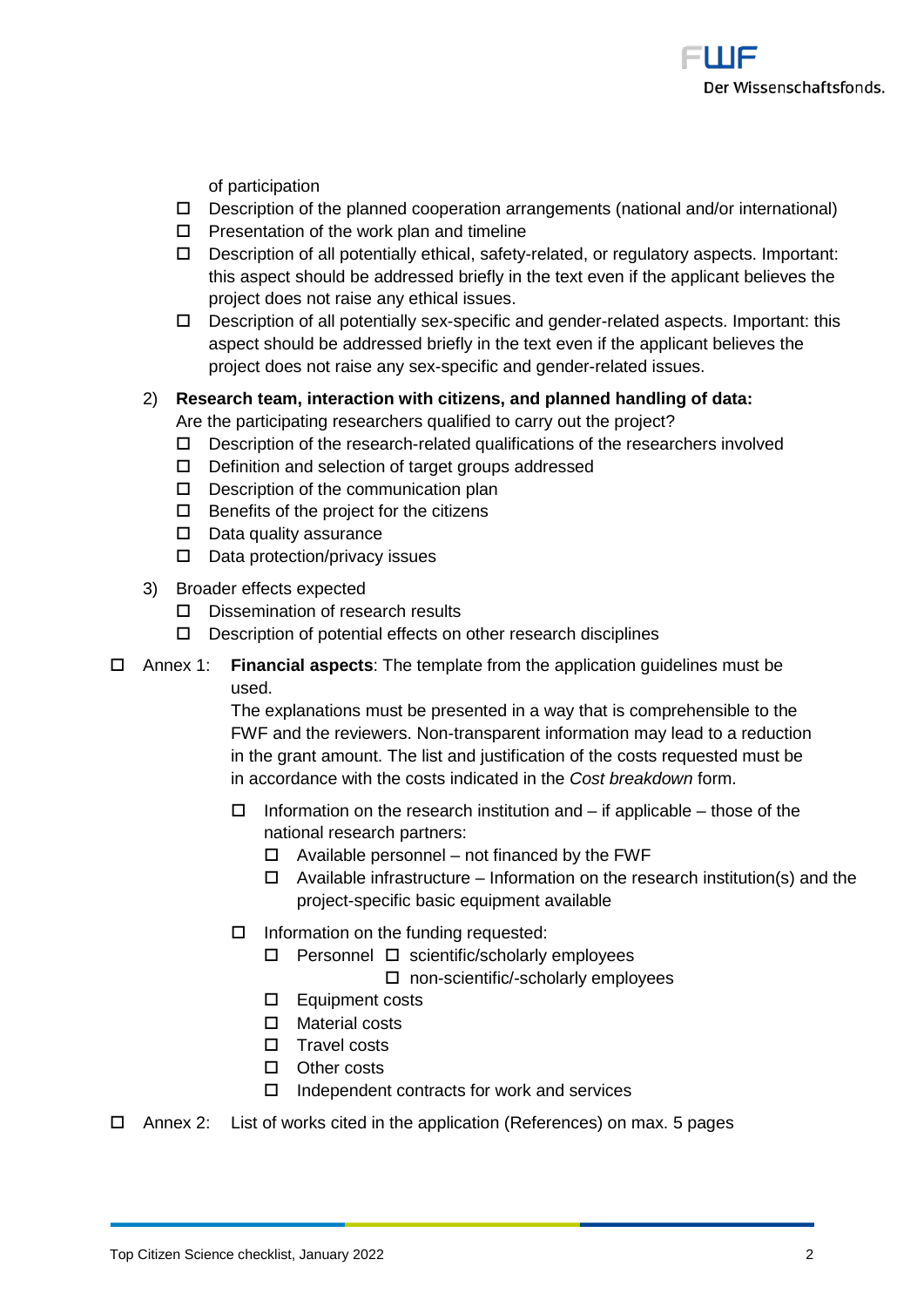of participation

- ☐ Description of the planned cooperation arrangements (national and/or international)
- ☐ Presentation of the work plan and timeline
- ☐ Description of all potentially ethical, safety-related, or regulatory aspects. Important: this aspect should be addressed briefly in the text even if the applicant believes the project does not raise any ethical issues.
- ☐ Description of all potentially sex-specific and gender-related aspects. Important: this aspect should be addressed briefly in the text even if the applicant believes the project does not raise any sex-specific and gender-related issues.

2) **Research team, interaction with citizens, and planned handling of data:**
   Are the participating researchers qualified to carry out the project?
   - ☐ Description of the research-related qualifications of the researchers involved
   - ☐ Definition and selection of target groups addressed
   - ☐ Description of the communication plan
   - ☐ Benefits of the project for the citizens
   - ☐ Data quality assurance
   - ☐ Data protection/privacy issues

3) Broader effects expected
   - ☐ Dissemination of research results
   - ☐ Description of potential effects on other research disciplines

☐ Annex 1: **Financial aspects**: The template from the application guidelines must be used.
The explanations must be presented in a way that is comprehensible to the FWF and the reviewers. Non-transparent information may lead to a reduction in the grant amount. The list and justification of the costs requested must be in accordance with the costs indicated in the *Cost breakdown* form.

- ☐ Information on the research institution and – if applicable – those of the national research partners:
  - ☐ Available personnel – not financed by the FWF
  - ☐ Available infrastructure – Information on the research institution(s) and the project-specific basic equipment available
- ☐ Information on the funding requested:
  - ☐ Personnel ☐ scientific/scholarly employees
    ☐ non-scientific/-scholarly employees
  - ☐ Equipment costs
  - ☐ Material costs
  - ☐ Travel costs
  - ☐ Other costs
  - ☐ Independent contracts for work and services

☐ Annex 2: List of works cited in the application (References) on max. 5 pages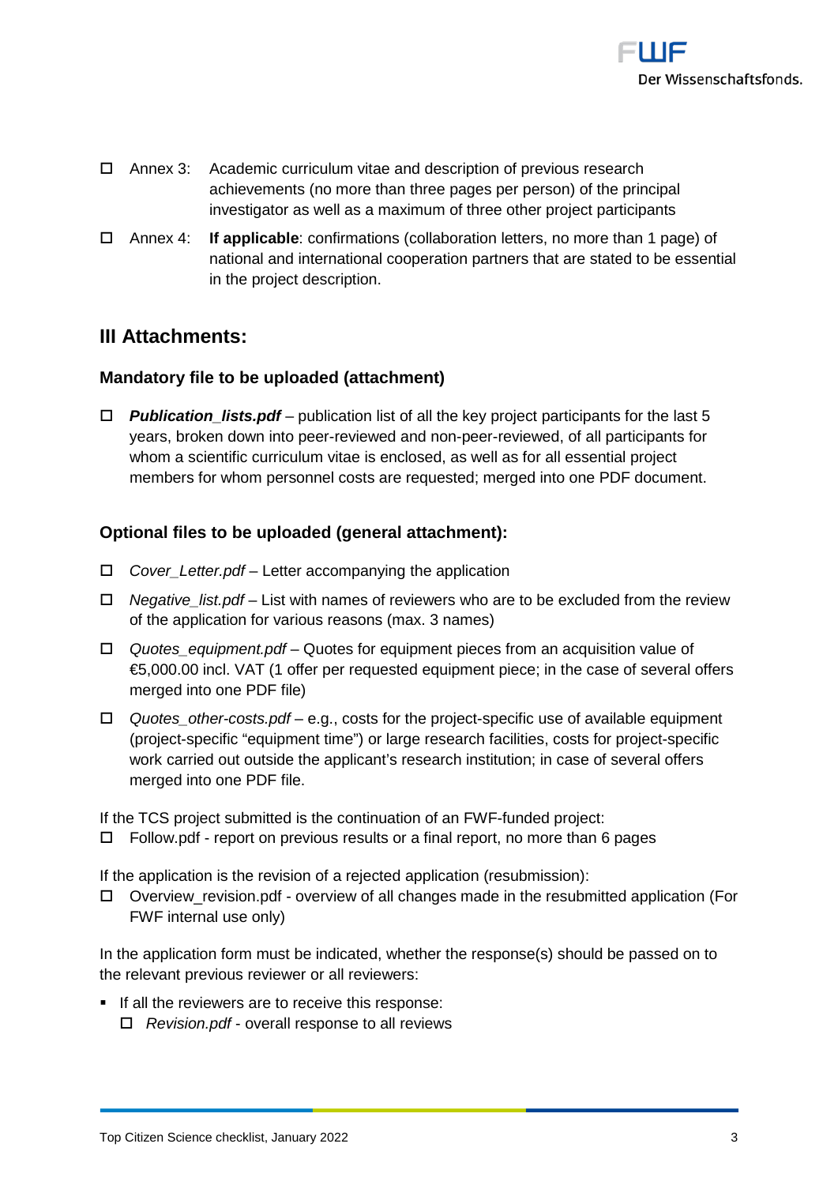- ☐ Annex 3: Academic curriculum vitae and description of previous research achievements (no more than three pages per person) of the principal investigator as well as a maximum of three other project participants
- ☐ Annex 4: **If applicable**: confirmations (collaboration letters, no more than 1 page) of national and international cooperation partners that are stated to be essential in the project description.

## III Attachments:

### Mandatory file to be uploaded (attachment)

- ☐ ***Publication_lists.pdf*** – publication list of all the key project participants for the last 5 years, broken down into peer-reviewed and non-peer-reviewed, of all participants for whom a scientific curriculum vitae is enclosed, as well as for all essential project members for whom personnel costs are requested; merged into one PDF document.

### Optional files to be uploaded (general attachment):

- ☐ *Cover_Letter.pdf* – Letter accompanying the application
- ☐ *Negative_list.pdf* – List with names of reviewers who are to be excluded from the review of the application for various reasons (max. 3 names)
- ☐ *Quotes_equipment.pdf* – Quotes for equipment pieces from an acquisition value of €5,000.00 incl. VAT (1 offer per requested equipment piece; in the case of several offers merged into one PDF file)
- ☐ *Quotes_other-costs.pdf* – e.g., costs for the project-specific use of available equipment (project-specific "equipment time") or large research facilities, costs for project-specific work carried out outside the applicant's research institution; in case of several offers merged into one PDF file.

If the TCS project submitted is the continuation of an FWF-funded project:

- ☐ Follow.pdf - report on previous results or a final report, no more than 6 pages

If the application is the revision of a rejected application (resubmission):

- ☐ Overview_revision.pdf - overview of all changes made in the resubmitted application (For FWF internal use only)

In the application form must be indicated, whether the response(s) should be passed on to the relevant previous reviewer or all reviewers:

- If all the reviewers are to receive this response:
  - ☐ *Revision.pdf* - overall response to all reviews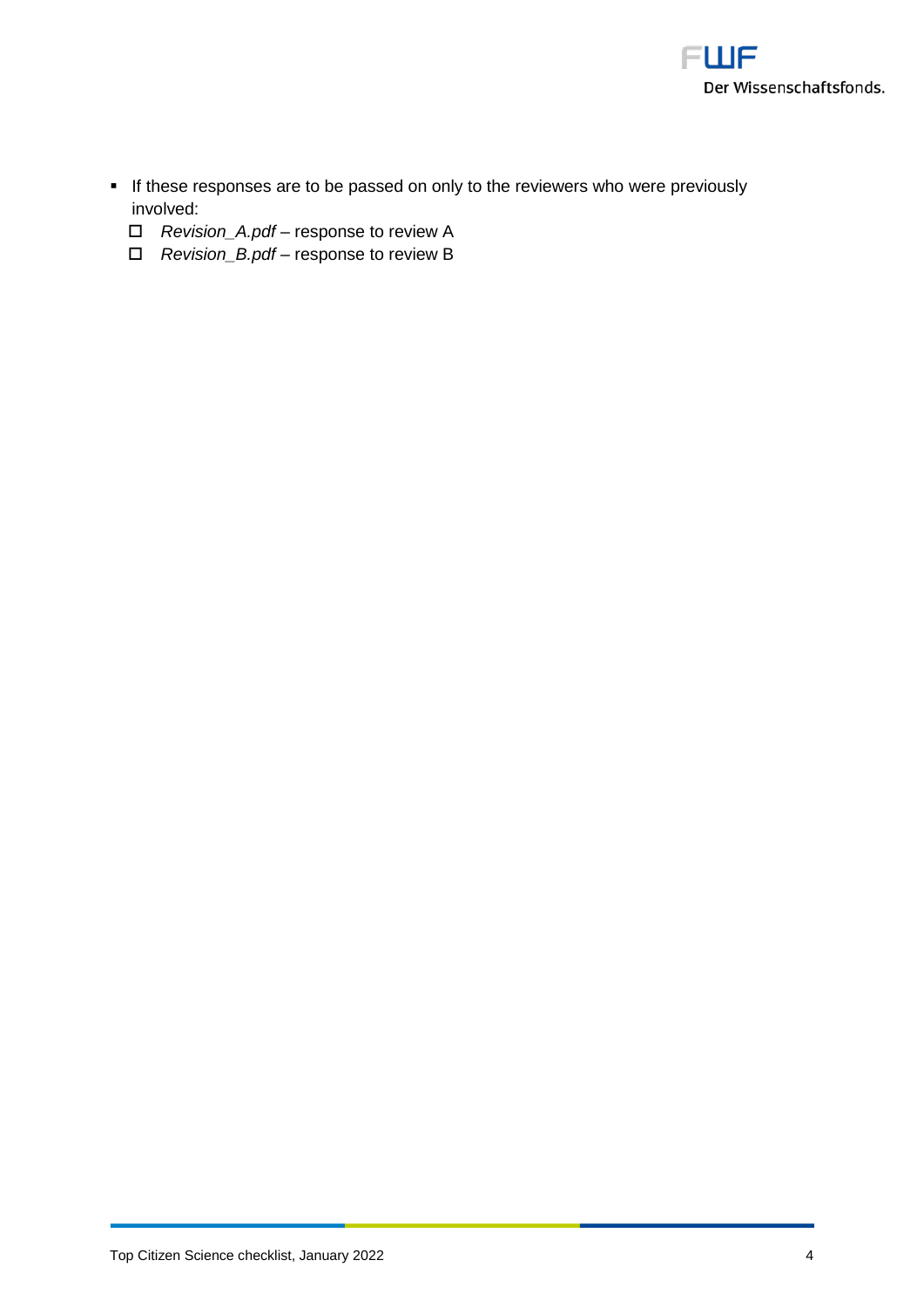- If these responses are to be passed on only to the reviewers who were previously involved:
  - ☐ *Revision_A.pdf* – response to review A
  - ☐ *Revision_B.pdf* – response to review B